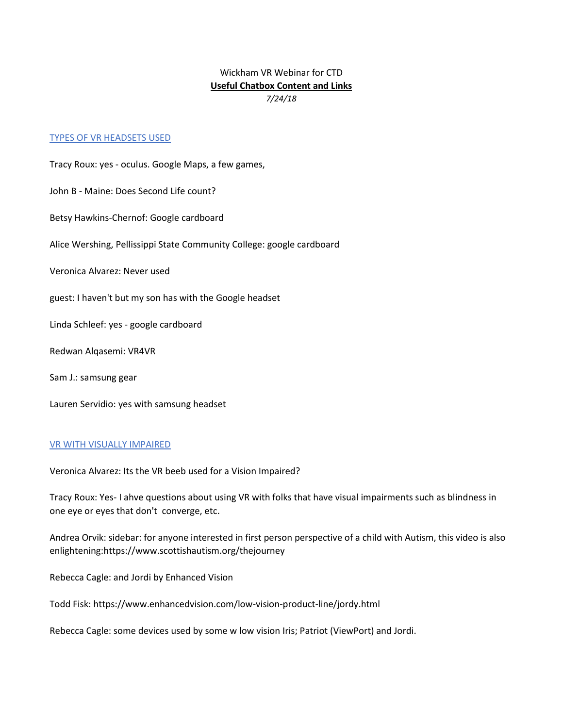# Wickham VR Webinar for CTD

**Useful Chatbox Content and Links**

*7/24/18*

## TYPES OF VR HEADSETS USED

Tracy Roux: yes - oculus. Google Maps, a few games,

John B - Maine: Does Second Life count?

Betsy Hawkins-Chernof: Google cardboard

Alice Wershing, Pellissippi State Community College: google cardboard

Veronica Alvarez: Never used

guest: I haven't but my son has with the Google headset

Linda Schleef: yes - google cardboard

Redwan Alqasemi: VR4VR

Sam J.: samsung gear

Lauren Servidio: yes with samsung headset

## VR WITH VISUALLY IMPAIRED

Veronica Alvarez: Its the VR beeb used for a Vision Impaired?

Tracy Roux: Yes- I ahve questions about using VR with folks that have visual impairments such as blindness in one eye or eyes that don't converge, etc.

Andrea Orvik: sidebar: for anyone interested in first person perspective of a child with Autism, this video is also enlightening:https://www.scottishautism.org/thejourney

Rebecca Cagle: and Jordi by Enhanced Vision

Todd Fisk: https://www.enhancedvision.com/low-vision-product-line/jordy.html

Rebecca Cagle: some devices used by some w low vision Iris; Patriot (ViewPort) and Jordi.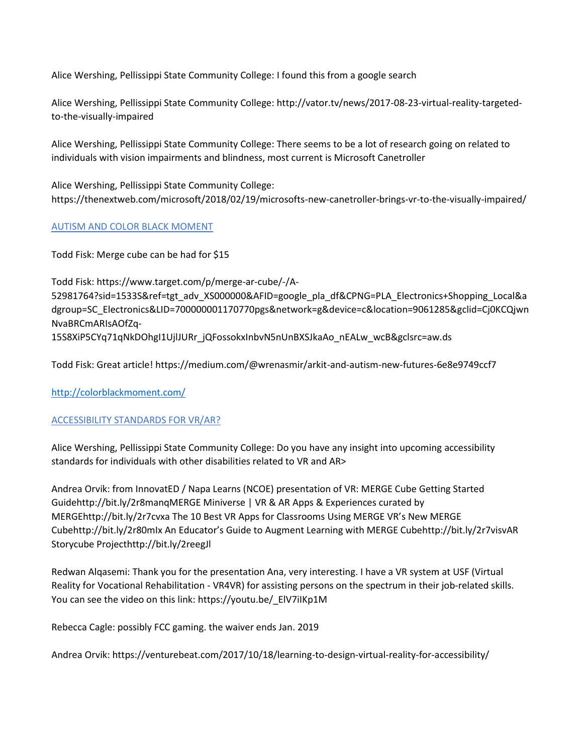Alice Wershing, Pellissippi State Community College: I found this from a google search

Alice Wershing, Pellissippi State Community College: http://vator.tv/news/2017-08-23-virtual-reality-targeted-to-the-visually-impaired

Alice Wershing, Pellissippi State Community College: There seems to be a lot of research going on related to individuals with vision impairments and blindness, most current is Microsoft Canetroller

Alice Wershing, Pellissippi State Community College: https://thenextweb.com/microsoft/2018/02/19/microsofts-new-canetroller-brings-vr-to-the-visually-impaired/

AUTISM AND COLOR BLACK MOMENT

Todd Fisk: Merge cube can be had for $15

Todd Fisk: https://www.target.com/p/merge-ar-cube/-/A-52981764?sid=1533S&ref=tgt_adv_XS000000&AFID=google_pla_df&CPNG=PLA_Electronics+Shopping_Local&adgroup=SC_Electronics&LID=700000001170770pgs&network=g&device=c&location=9061285&gclid=Cj0KCQjwnNvaBRCmARIsAOfZq-15S8XiP5CYq71qNkDOhgI1UjlJURr_jQFossokxInbvN5nUnBXSJkaAo_nEALw_wcB&gclsrc=aw.ds

Todd Fisk: Great article! https://medium.com/@wrenasmir/arkit-and-autism-new-futures-6e8e9749ccf7

http://colorblackmoment.com/

ACCESSIBILITY STANDARDS FOR VR/AR?

Alice Wershing, Pellissippi State Community College: Do you have any insight into upcoming accessibility standards for individuals with other disabilities related to VR and AR>

Andrea Orvik: from InnovatED / Napa Learns (NCOE) presentation of VR: MERGE Cube Getting Started Guidehttp://bit.ly/2r8manqMERGE Miniverse | VR & AR Apps & Experiences curated by MERGEhttp://bit.ly/2r7cvxa The 10 Best VR Apps for Classrooms Using MERGE VR's New MERGE Cubehttp://bit.ly/2r80mIx An Educator's Guide to Augment Learning with MERGE Cubehttp://bit.ly/2r7visvAR Storycube Projecthttp://bit.ly/2reegJl

Redwan Alqasemi: Thank you for the presentation Ana, very interesting. I have a VR system at USF (Virtual Reality for Vocational Rehabilitation - VR4VR) for assisting persons on the spectrum in their job-related skills. You can see the video on this link: https://youtu.be/_ElV7iIKp1M

Rebecca Cagle: possibly FCC gaming. the waiver ends Jan. 2019

Andrea Orvik: https://venturebeat.com/2017/10/18/learning-to-design-virtual-reality-for-accessibility/